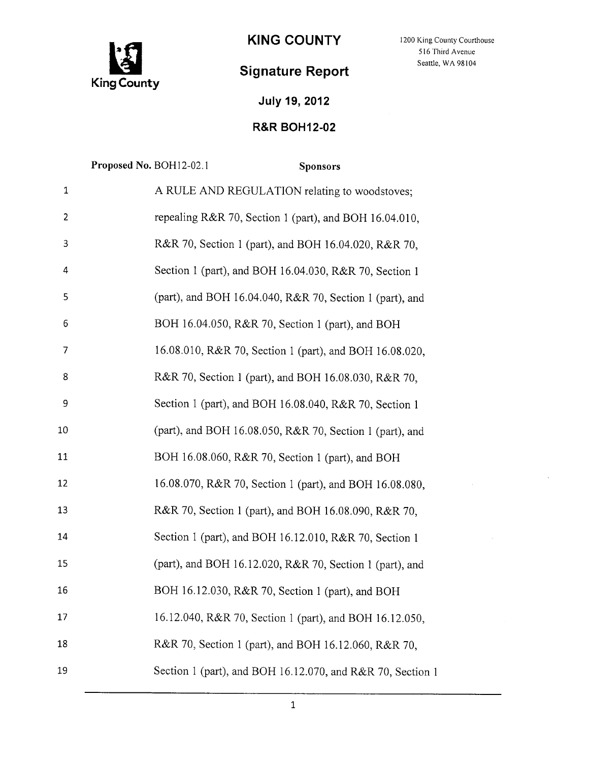# KING COUNTY

1200 King County Courthouse
516 Third Avenue
Seattle, WA 98104

## Signature Report

**July 19, 2012**

**R&R BOH12-02**

**Proposed No.** BOH12-02.1 **Sponsors**

1 A RULE AND REGULATION relating to woodstoves;
2 repealing R&R 70, Section 1 (part), and BOH 16.04.010,
3 R&R 70, Section 1 (part), and BOH 16.04.020, R&R 70,
4 Section 1 (part), and BOH 16.04.030, R&R 70, Section 1
5 (part), and BOH 16.04.040, R&R 70, Section 1 (part), and
6 BOH 16.04.050, R&R 70, Section 1 (part), and BOH
7 16.08.010, R&R 70, Section 1 (part), and BOH 16.08.020,
8 R&R 70, Section 1 (part), and BOH 16.08.030, R&R 70,
9 Section 1 (part), and BOH 16.08.040, R&R 70, Section 1
10 (part), and BOH 16.08.050, R&R 70, Section 1 (part), and
11 BOH 16.08.060, R&R 70, Section 1 (part), and BOH
12 16.08.070, R&R 70, Section 1 (part), and BOH 16.08.080,
13 R&R 70, Section 1 (part), and BOH 16.08.090, R&R 70,
14 Section 1 (part), and BOH 16.12.010, R&R 70, Section 1
15 (part), and BOH 16.12.020, R&R 70, Section 1 (part), and
16 BOH 16.12.030, R&R 70, Section 1 (part), and BOH
17 16.12.040, R&R 70, Section 1 (part), and BOH 16.12.050,
18 R&R 70, Section 1 (part), and BOH 16.12.060, R&R 70,
19 Section 1 (part), and BOH 16.12.070, and R&R 70, Section 1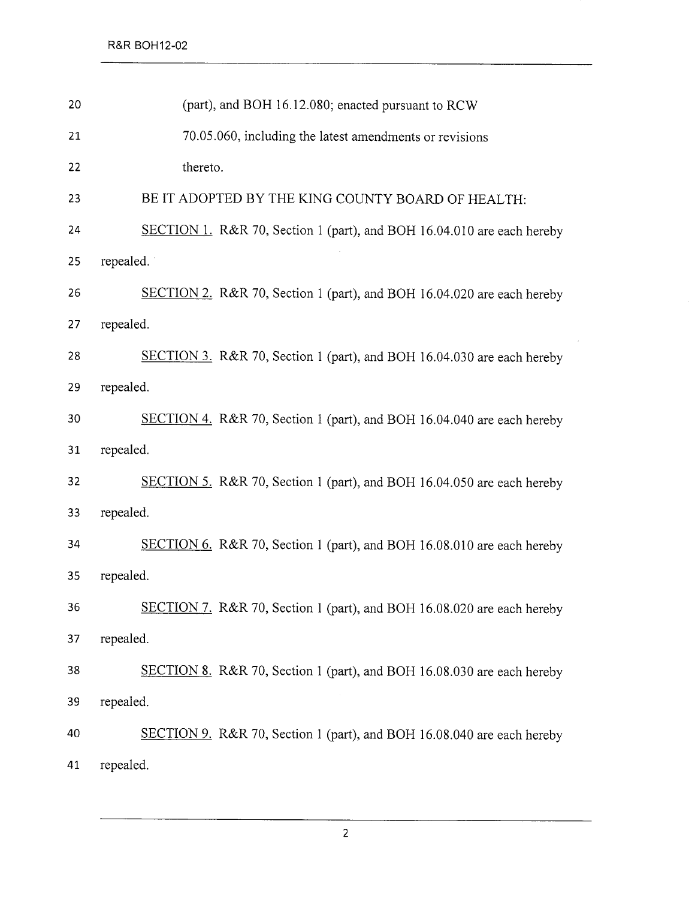(part), and BOH 16.12.080; enacted pursuant to RCW 70.05.060, including the latest amendments or revisions thereto.

BE IT ADOPTED BY THE KING COUNTY BOARD OF HEALTH:

SECTION 1. R&R 70, Section 1 (part), and BOH 16.04.010 are each hereby repealed.

SECTION 2. R&R 70, Section 1 (part), and BOH 16.04.020 are each hereby repealed.

SECTION 3. R&R 70, Section 1 (part), and BOH 16.04.030 are each hereby repealed.

SECTION 4. R&R 70, Section 1 (part), and BOH 16.04.040 are each hereby repealed.

SECTION 5. R&R 70, Section 1 (part), and BOH 16.04.050 are each hereby repealed.

SECTION 6. R&R 70, Section 1 (part), and BOH 16.08.010 are each hereby repealed.

SECTION 7. R&R 70, Section 1 (part), and BOH 16.08.020 are each hereby repealed.

SECTION 8. R&R 70, Section 1 (part), and BOH 16.08.030 are each hereby repealed.

SECTION 9. R&R 70, Section 1 (part), and BOH 16.08.040 are each hereby repealed.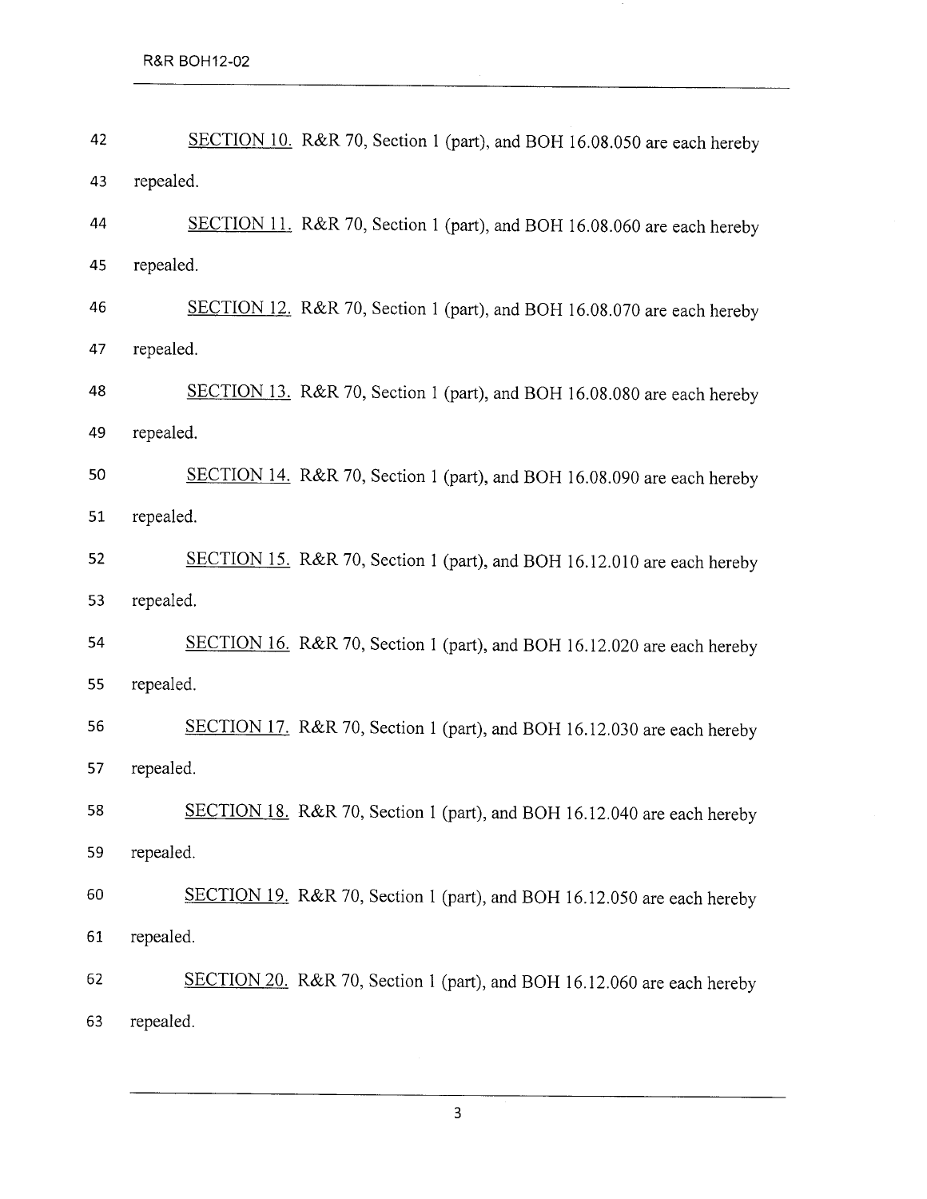42 SECTION 10. R&R 70, Section 1 (part), and BOH 16.08.050 are each hereby
43 repealed.

44 SECTION 11. R&R 70, Section 1 (part), and BOH 16.08.060 are each hereby
45 repealed.

46 SECTION 12. R&R 70, Section 1 (part), and BOH 16.08.070 are each hereby
47 repealed.

48 SECTION 13. R&R 70, Section 1 (part), and BOH 16.08.080 are each hereby
49 repealed.

50 SECTION 14. R&R 70, Section 1 (part), and BOH 16.08.090 are each hereby
51 repealed.

52 SECTION 15. R&R 70, Section 1 (part), and BOH 16.12.010 are each hereby
53 repealed.

54 SECTION 16. R&R 70, Section 1 (part), and BOH 16.12.020 are each hereby
55 repealed.

56 SECTION 17. R&R 70, Section 1 (part), and BOH 16.12.030 are each hereby
57 repealed.

58 SECTION 18. R&R 70, Section 1 (part), and BOH 16.12.040 are each hereby
59 repealed.

60 SECTION 19. R&R 70, Section 1 (part), and BOH 16.12.050 are each hereby
61 repealed.

62 SECTION 20. R&R 70, Section 1 (part), and BOH 16.12.060 are each hereby
63 repealed.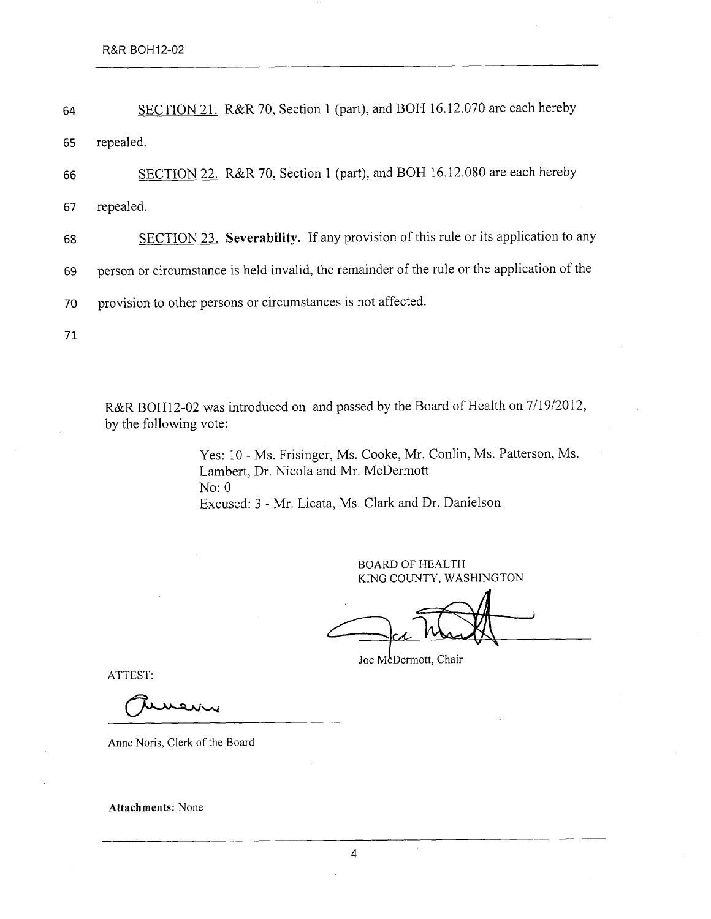64 SECTION 21. R&R 70, Section 1 (part), and BOH 16.12.070 are each hereby

65 repealed.

66 SECTION 22. R&R 70, Section 1 (part), and BOH 16.12.080 are each hereby

67 repealed.

68 SECTION 23. **Severability.** If any provision of this rule or its application to any

69 person or circumstance is held invalid, the remainder of the rule or the application of the

70 provision to other persons or circumstances is not affected.

71

R&R BOH12-02 was introduced on and passed by the Board of Health on 7/19/2012, by the following vote:

Yes: 10 - Ms. Frisinger, Ms. Cooke, Mr. Conlin, Ms. Patterson, Ms. Lambert, Dr. Nicola and Mr. McDermott
No: 0
Excused: 3 - Mr. Licata, Ms. Clark and Dr. Danielson

BOARD OF HEALTH
KING COUNTY, WASHINGTON

Joe McDermott, Chair

ATTEST:

Anne Noris, Clerk of the Board

**Attachments:** None